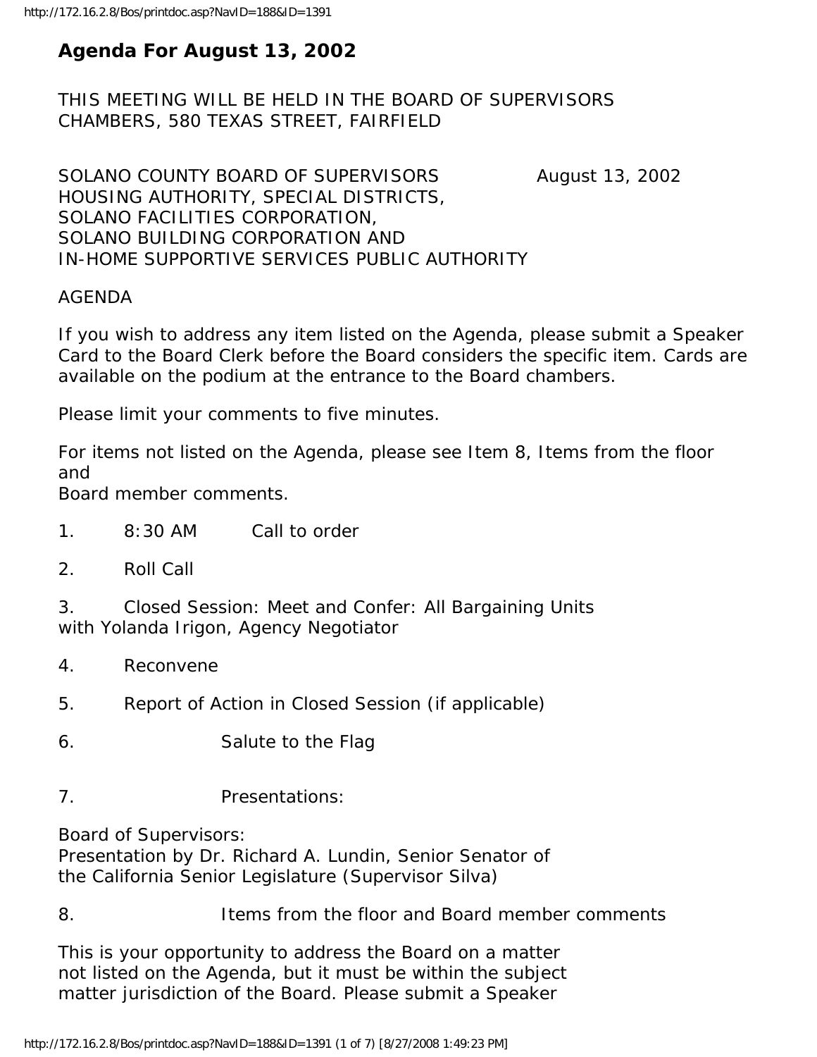# Agenda For August 13, 2002

THIS MEETING WILL BE HELD IN THE BOARD OF SUPERVISORS CHAMBERS, 580 TEXAS STREET, FAIRFIELD

SOLANO COUNTY BOARD OF SUPERVISORS August 13, 2002
HOUSING AUTHORITY, SPECIAL DISTRICTS,
SOLANO FACILITIES CORPORATION,
SOLANO BUILDING CORPORATION AND
IN-HOME SUPPORTIVE SERVICES PUBLIC AUTHORITY

AGENDA

If you wish to address any item listed on the Agenda, please submit a Speaker Card to the Board Clerk before the Board considers the specific item. Cards are available on the podium at the entrance to the Board chambers.

Please limit your comments to five minutes.

For items not listed on the Agenda, please see Item 8, Items from the floor and
Board member comments.

1. 8:30 AM Call to order

2. Roll Call

3. Closed Session: Meet and Confer: All Bargaining Units with Yolanda Irigon, Agency Negotiator

4. Reconvene

5. Report of Action in Closed Session (if applicable)

6. Salute to the Flag

7. Presentations:

Board of Supervisors:
Presentation by Dr. Richard A. Lundin, Senior Senator of the California Senior Legislature (Supervisor Silva)

8. Items from the floor and Board member comments

This is your opportunity to address the Board on a matter not listed on the Agenda, but it must be within the subject matter jurisdiction of the Board. Please submit a Speaker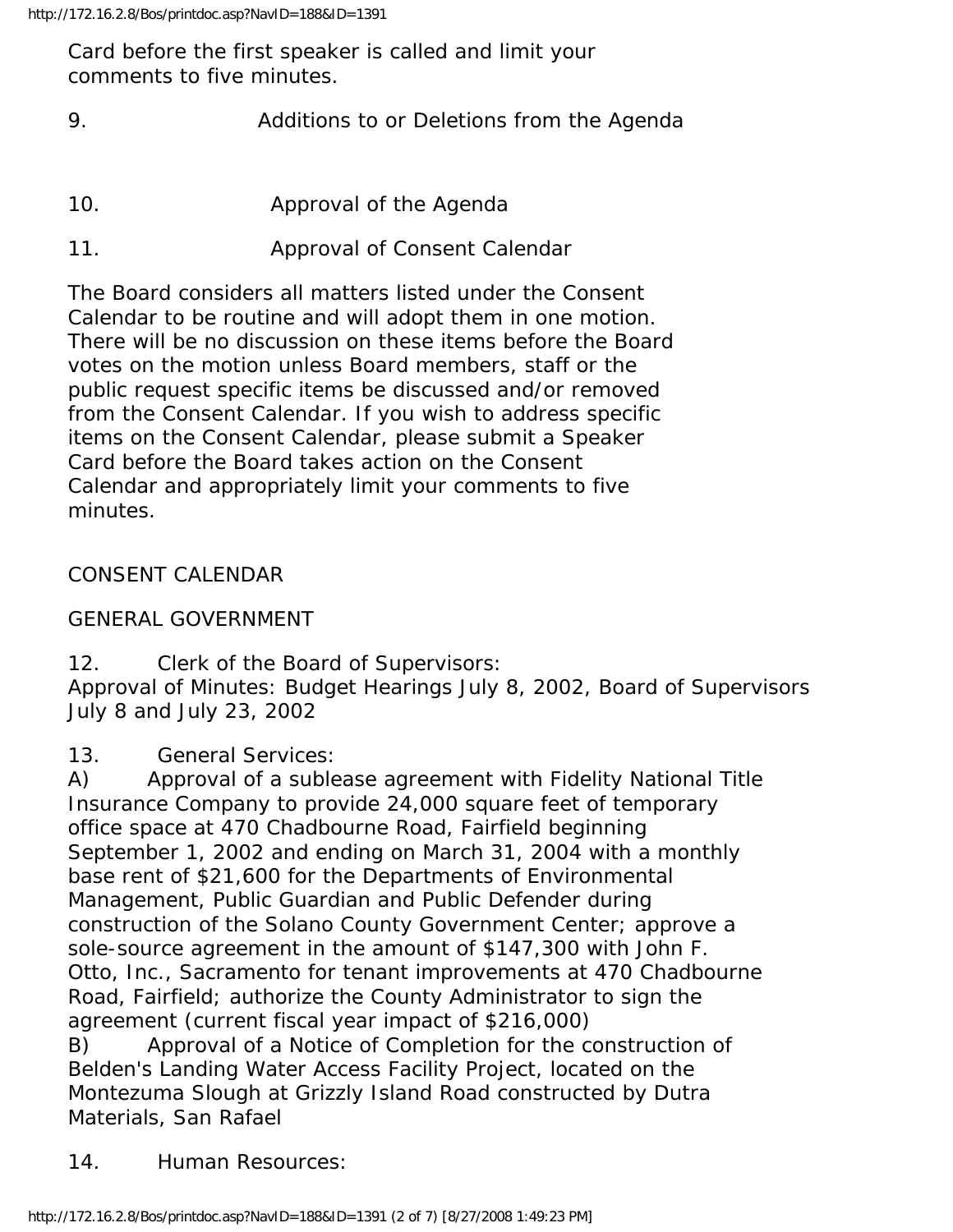Card before the first speaker is called and limit your comments to five minutes.

9. Additions to or Deletions from the Agenda

10. Approval of the Agenda

11. Approval of Consent Calendar

The Board considers all matters listed under the Consent Calendar to be routine and will adopt them in one motion. There will be no discussion on these items before the Board votes on the motion unless Board members, staff or the public request specific items be discussed and/or removed from the Consent Calendar. If you wish to address specific items on the Consent Calendar, please submit a Speaker Card before the Board takes action on the Consent Calendar and appropriately limit your comments to five minutes.

CONSENT CALENDAR

GENERAL GOVERNMENT

12. Clerk of the Board of Supervisors:
Approval of Minutes: Budget Hearings July 8, 2002, Board of Supervisors July 8 and July 23, 2002

13. General Services:
A) Approval of a sublease agreement with Fidelity National Title Insurance Company to provide 24,000 square feet of temporary office space at 470 Chadbourne Road, Fairfield beginning September 1, 2002 and ending on March 31, 2004 with a monthly base rent of $21,600 for the Departments of Environmental Management, Public Guardian and Public Defender during construction of the Solano County Government Center; approve a sole-source agreement in the amount of $147,300 with John F. Otto, Inc., Sacramento for tenant improvements at 470 Chadbourne Road, Fairfield; authorize the County Administrator to sign the agreement (current fiscal year impact of $216,000)
B) Approval of a Notice of Completion for the construction of Belden's Landing Water Access Facility Project, located on the Montezuma Slough at Grizzly Island Road constructed by Dutra Materials, San Rafael

14. Human Resources: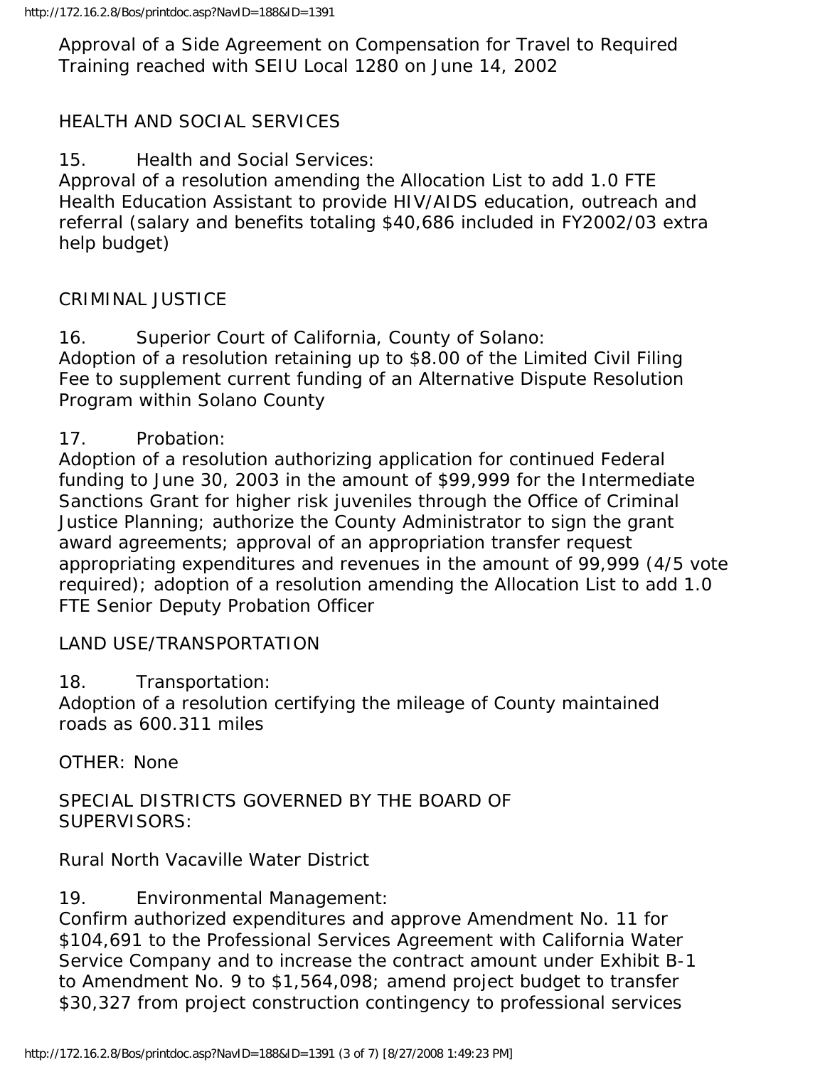Approval of a Side Agreement on Compensation for Travel to Required Training reached with SEIU Local 1280 on June 14, 2002

HEALTH AND SOCIAL SERVICES

15. Health and Social Services:
Approval of a resolution amending the Allocation List to add 1.0 FTE Health Education Assistant to provide HIV/AIDS education, outreach and referral (salary and benefits totaling $40,686 included in FY2002/03 extra help budget)

CRIMINAL JUSTICE

16. Superior Court of California, County of Solano:
Adoption of a resolution retaining up to $8.00 of the Limited Civil Filing Fee to supplement current funding of an Alternative Dispute Resolution Program within Solano County

17. Probation:
Adoption of a resolution authorizing application for continued Federal funding to June 30, 2003 in the amount of $99,999 for the Intermediate Sanctions Grant for higher risk juveniles through the Office of Criminal Justice Planning; authorize the County Administrator to sign the grant award agreements; approval of an appropriation transfer request appropriating expenditures and revenues in the amount of 99,999 (4/5 vote required); adoption of a resolution amending the Allocation List to add 1.0 FTE Senior Deputy Probation Officer

LAND USE/TRANSPORTATION

18. Transportation:
Adoption of a resolution certifying the mileage of County maintained roads as 600.311 miles

OTHER: None

SPECIAL DISTRICTS GOVERNED BY THE BOARD OF SUPERVISORS:

Rural North Vacaville Water District

19. Environmental Management:
Confirm authorized expenditures and approve Amendment No. 11 for $104,691 to the Professional Services Agreement with California Water Service Company and to increase the contract amount under Exhibit B-1 to Amendment No. 9 to $1,564,098; amend project budget to transfer $30,327 from project construction contingency to professional services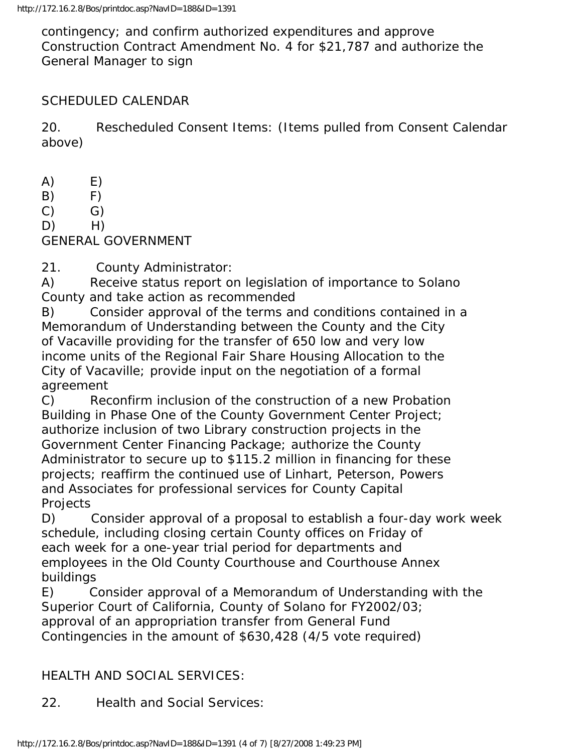contingency; and confirm authorized expenditures and approve Construction Contract Amendment No. 4 for $21,787 and authorize the General Manager to sign

SCHEDULED CALENDAR

20. Rescheduled Consent Items: (Items pulled from Consent Calendar above)

A) E)
B) F)
C) G)
D) H)

GENERAL GOVERNMENT

21. County Administrator:

A) Receive status report on legislation of importance to Solano County and take action as recommended

B) Consider approval of the terms and conditions contained in a Memorandum of Understanding between the County and the City of Vacaville providing for the transfer of 650 low and very low income units of the Regional Fair Share Housing Allocation to the City of Vacaville; provide input on the negotiation of a formal agreement

C) Reconfirm inclusion of the construction of a new Probation Building in Phase One of the County Government Center Project; authorize inclusion of two Library construction projects in the Government Center Financing Package; authorize the County Administrator to secure up to $115.2 million in financing for these projects; reaffirm the continued use of Linhart, Peterson, Powers and Associates for professional services for County Capital Projects

D) Consider approval of a proposal to establish a four-day work week schedule, including closing certain County offices on Friday of each week for a one-year trial period for departments and employees in the Old County Courthouse and Courthouse Annex buildings

E) Consider approval of a Memorandum of Understanding with the Superior Court of California, County of Solano for FY2002/03; approval of an appropriation transfer from General Fund Contingencies in the amount of $630,428 (4/5 vote required)

HEALTH AND SOCIAL SERVICES:

22. Health and Social Services: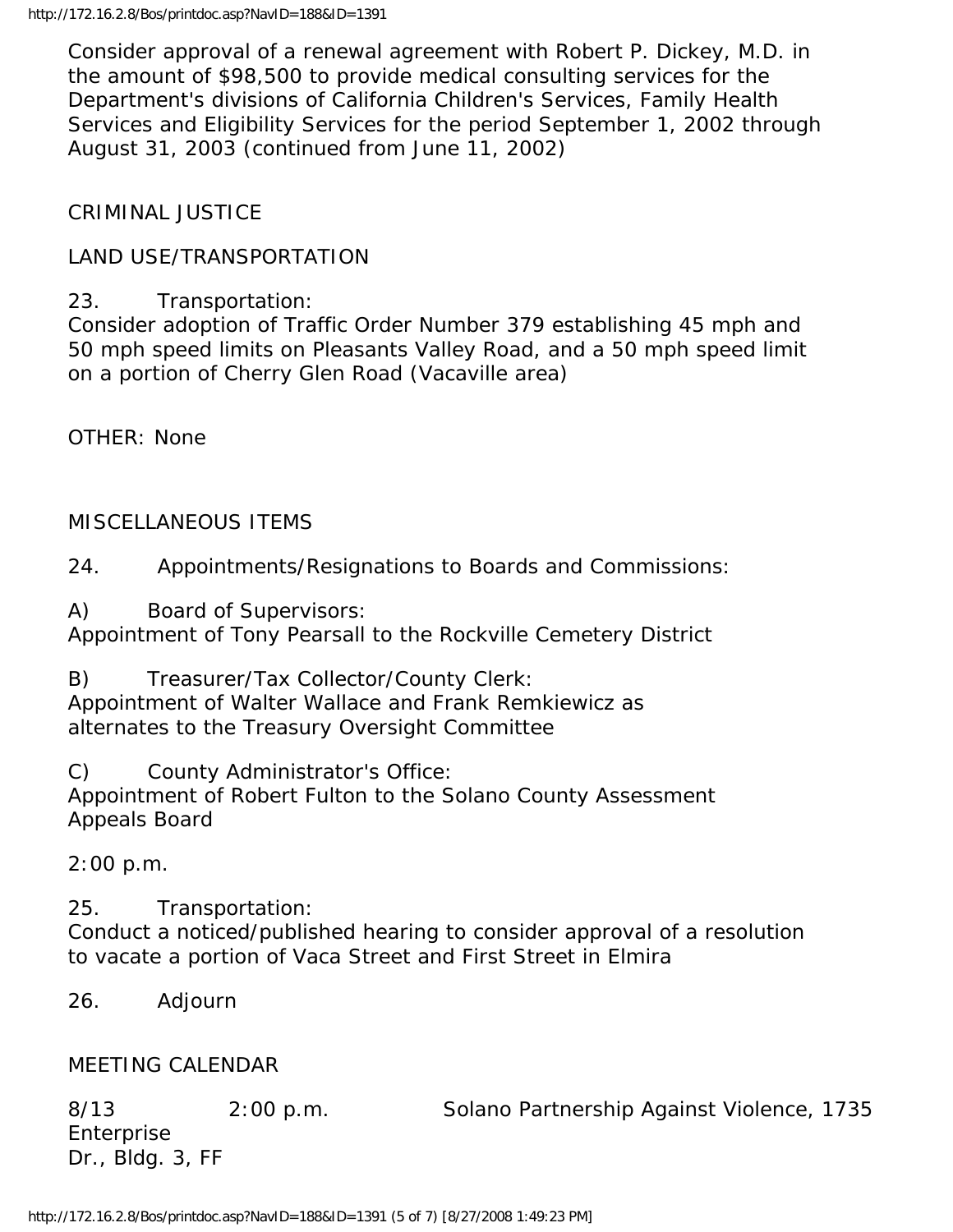Consider approval of a renewal agreement with Robert P. Dickey, M.D. in the amount of $98,500 to provide medical consulting services for the Department's divisions of California Children's Services, Family Health Services and Eligibility Services for the period September 1, 2002 through August 31, 2003 (continued from June 11, 2002)

CRIMINAL JUSTICE

LAND USE/TRANSPORTATION

23. Transportation:
Consider adoption of Traffic Order Number 379 establishing 45 mph and 50 mph speed limits on Pleasants Valley Road, and a 50 mph speed limit on a portion of Cherry Glen Road (Vacaville area)

OTHER: None

MISCELLANEOUS ITEMS

24. Appointments/Resignations to Boards and Commissions:

A) Board of Supervisors:
Appointment of Tony Pearsall to the Rockville Cemetery District

B) Treasurer/Tax Collector/County Clerk:
Appointment of Walter Wallace and Frank Remkiewicz as alternates to the Treasury Oversight Committee

C) County Administrator's Office:
Appointment of Robert Fulton to the Solano County Assessment Appeals Board

2:00 p.m.

25. Transportation:
Conduct a noticed/published hearing to consider approval of a resolution to vacate a portion of Vaca Street and First Street in Elmira

26. Adjourn

MEETING CALENDAR

8/13 2:00 p.m. Solano Partnership Against Violence, 1735 Enterprise Dr., Bldg. 3, FF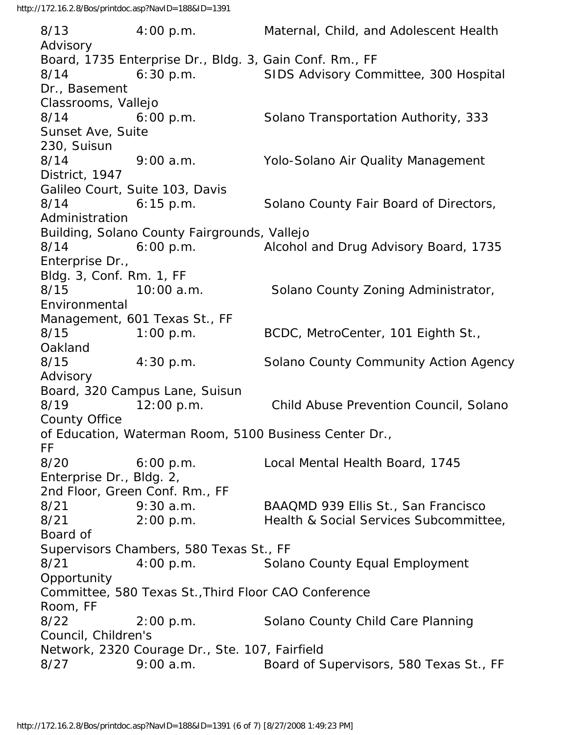| | | |
|---|---|---|
| 8/13 | 4:00 p.m. | Maternal, Child, and Adolescent Health Advisory Board, 1735 Enterprise Dr., Bldg. 3, Gain Conf. Rm., FF |
| 8/14 | 6:30 p.m. | SIDS Advisory Committee, 300 Hospital Dr., Basement Classrooms, Vallejo |
| 8/14 | 6:00 p.m. | Solano Transportation Authority, 333 Sunset Ave, Suite 230, Suisun |
| 8/14 | 9:00 a.m. | Yolo-Solano Air Quality Management District, 1947 Galileo Court, Suite 103, Davis |
| 8/14 | 6:15 p.m. | Solano County Fair Board of Directors, Administration Building, Solano County Fairgrounds, Vallejo |
| 8/14 | 6:00 p.m. | Alcohol and Drug Advisory Board, 1735 Enterprise Dr., Bldg. 3, Conf. Rm. 1, FF |
| 8/15 | 10:00 a.m. | Solano County Zoning Administrator, Environmental Management, 601 Texas St., FF |
| 8/15 | 1:00 p.m. | BCDC, MetroCenter, 101 Eighth St., Oakland |
| 8/15 | 4:30 p.m. | Solano County Community Action Agency Advisory Board, 320 Campus Lane, Suisun |
| 8/19 | 12:00 p.m. | Child Abuse Prevention Council, Solano County Office of Education, Waterman Room, 5100 Business Center Dr., FF |
| 8/20 | 6:00 p.m. | Local Mental Health Board, 1745 Enterprise Dr., Bldg. 2, 2nd Floor, Green Conf. Rm., FF |
| 8/21 | 9:30 a.m. | BAAQMD 939 Ellis St., San Francisco |
| 8/21 | 2:00 p.m. | Health & Social Services Subcommittee, Board of Supervisors Chambers, 580 Texas St., FF |
| 8/21 | 4:00 p.m. | Solano County Equal Employment Opportunity Committee, 580 Texas St.,Third Floor CAO Conference Room, FF |
| 8/22 | 2:00 p.m. | Solano County Child Care Planning Council, Children's Network, 2320 Courage Dr., Ste. 107, Fairfield |
| 8/27 | 9:00 a.m. | Board of Supervisors, 580 Texas St., FF |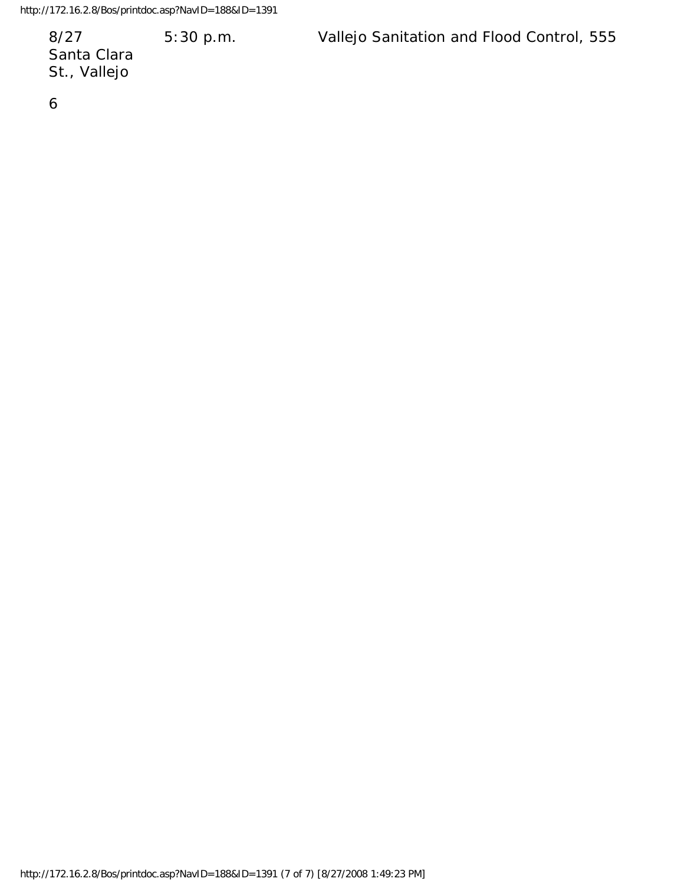| | | |
|---|---|---|
| 8/27 | 5:30 p.m. | Vallejo Sanitation and Flood Control, 555 Santa Clara St., Vallejo |

6